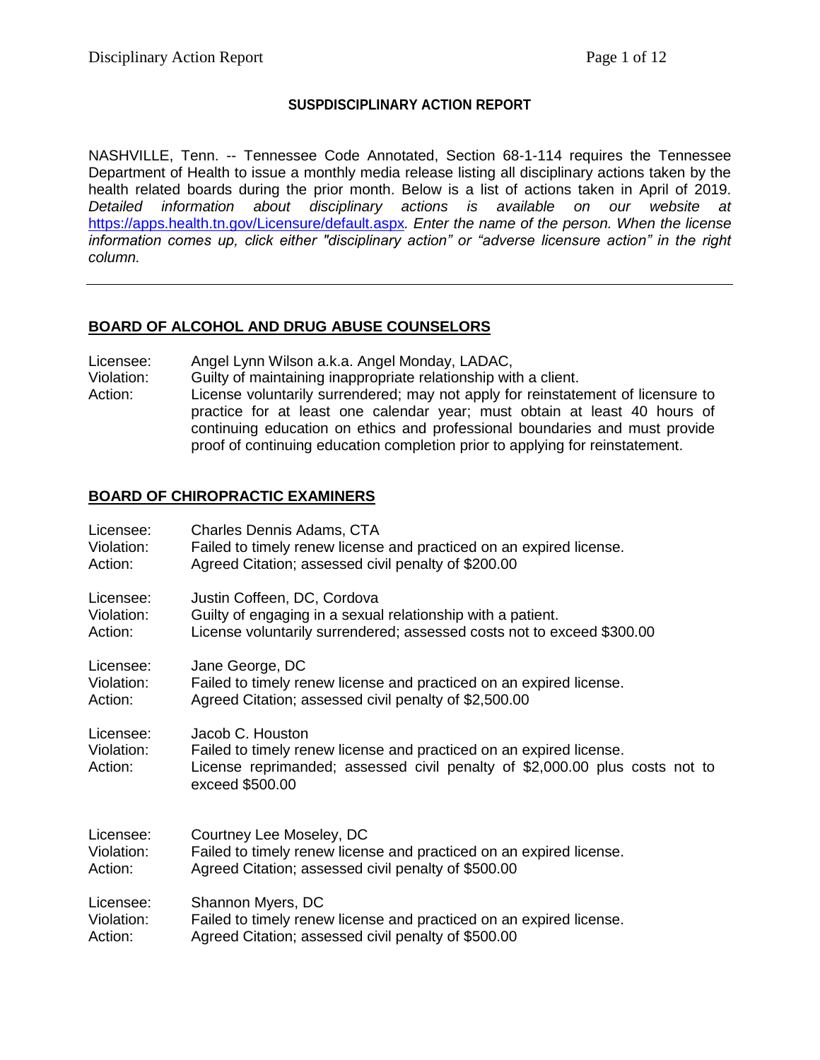# SUSPDISCIPLINARY ACTION REPORT

NASHVILLE, Tenn. -- Tennessee Code Annotated, Section 68-1-114 requires the Tennessee Department of Health to issue a monthly media release listing all disciplinary actions taken by the health related boards during the prior month. Below is a list of actions taken in April of 2019. *Detailed information about disciplinary actions is available on our website at* https://apps.health.tn.gov/Licensure/default.aspx*. Enter the name of the person. When the license information comes up, click either "disciplinary action" or "adverse licensure action" in the right column.*

---

## BOARD OF ALCOHOL AND DRUG ABUSE COUNSELORS

Licensee: Angel Lynn Wilson a.k.a. Angel Monday, LADAC,
Violation: Guilty of maintaining inappropriate relationship with a client.
Action: License voluntarily surrendered; may not apply for reinstatement of licensure to practice for at least one calendar year; must obtain at least 40 hours of continuing education on ethics and professional boundaries and must provide proof of continuing education completion prior to applying for reinstatement.

## BOARD OF CHIROPRACTIC EXAMINERS

Licensee: Charles Dennis Adams, CTA
Violation: Failed to timely renew license and practiced on an expired license.
Action: Agreed Citation; assessed civil penalty of $200.00

Licensee: Justin Coffeen, DC, Cordova
Violation: Guilty of engaging in a sexual relationship with a patient.
Action: License voluntarily surrendered; assessed costs not to exceed $300.00

Licensee: Jane George, DC
Violation: Failed to timely renew license and practiced on an expired license.
Action: Agreed Citation; assessed civil penalty of $2,500.00

Licensee: Jacob C. Houston
Violation: Failed to timely renew license and practiced on an expired license.
Action: License reprimanded; assessed civil penalty of $2,000.00 plus costs not to exceed $500.00

Licensee: Courtney Lee Moseley, DC
Violation: Failed to timely renew license and practiced on an expired license.
Action: Agreed Citation; assessed civil penalty of $500.00

Licensee: Shannon Myers, DC
Violation: Failed to timely renew license and practiced on an expired license.
Action: Agreed Citation; assessed civil penalty of $500.00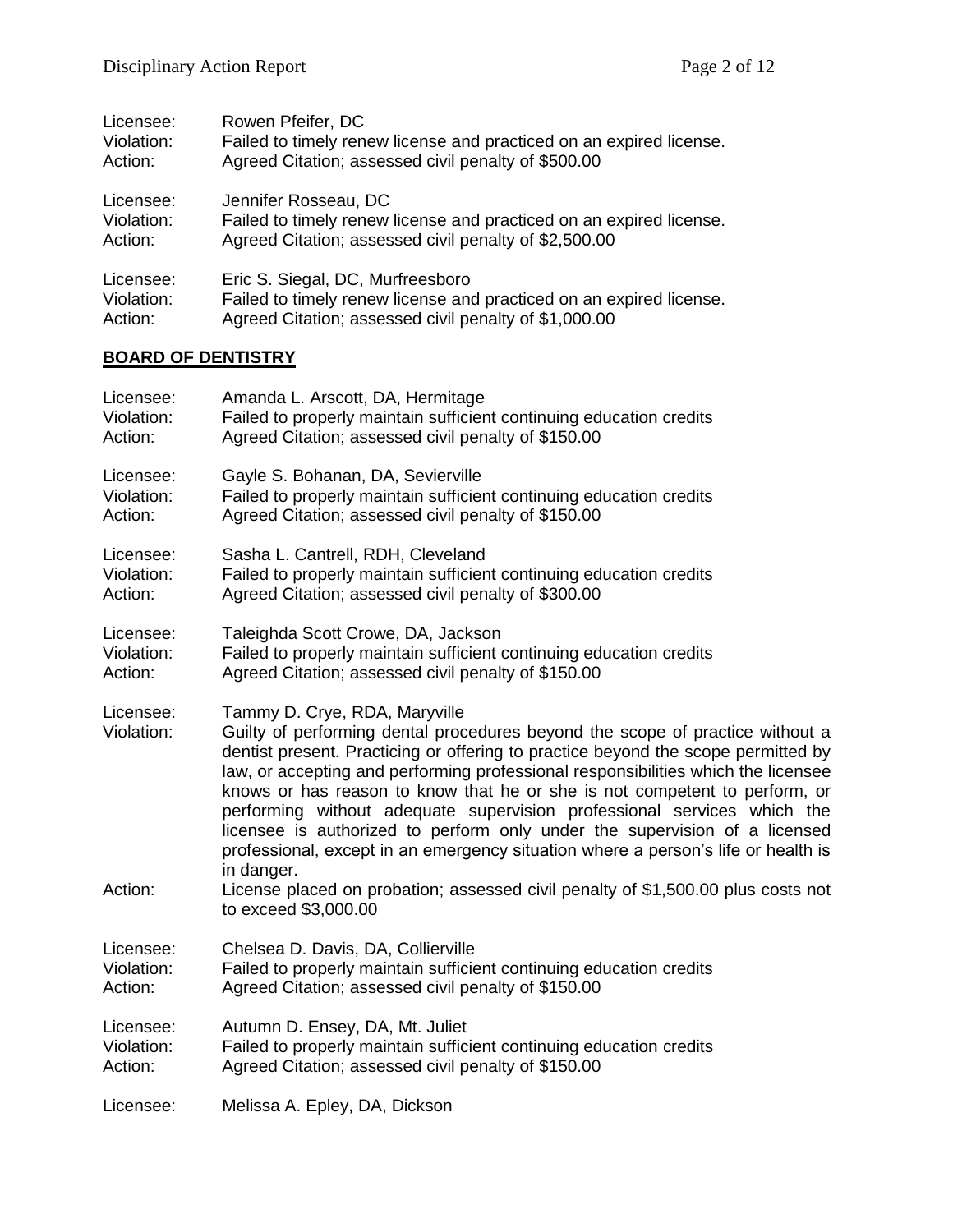Licensee: Rowen Pfeifer, DC
Violation: Failed to timely renew license and practiced on an expired license.
Action: Agreed Citation; assessed civil penalty of $500.00

Licensee: Jennifer Rosseau, DC
Violation: Failed to timely renew license and practiced on an expired license.
Action: Agreed Citation; assessed civil penalty of $2,500.00

Licensee: Eric S. Siegal, DC, Murfreesboro
Violation: Failed to timely renew license and practiced on an expired license.
Action: Agreed Citation; assessed civil penalty of $1,000.00

## BOARD OF DENTISTRY

Licensee: Amanda L. Arscott, DA, Hermitage
Violation: Failed to properly maintain sufficient continuing education credits
Action: Agreed Citation; assessed civil penalty of $150.00

Licensee: Gayle S. Bohanan, DA, Sevierville
Violation: Failed to properly maintain sufficient continuing education credits
Action: Agreed Citation; assessed civil penalty of $150.00

Licensee: Sasha L. Cantrell, RDH, Cleveland
Violation: Failed to properly maintain sufficient continuing education credits
Action: Agreed Citation; assessed civil penalty of $300.00

Licensee: Taleighda Scott Crowe, DA, Jackson
Violation: Failed to properly maintain sufficient continuing education credits
Action: Agreed Citation; assessed civil penalty of $150.00

Licensee: Tammy D. Crye, RDA, Maryville
Violation: Guilty of performing dental procedures beyond the scope of practice without a dentist present. Practicing or offering to practice beyond the scope permitted by law, or accepting and performing professional responsibilities which the licensee knows or has reason to know that he or she is not competent to perform, or performing without adequate supervision professional services which the licensee is authorized to perform only under the supervision of a licensed professional, except in an emergency situation where a person's life or health is in danger.
Action: License placed on probation; assessed civil penalty of $1,500.00 plus costs not to exceed $3,000.00

Licensee: Chelsea D. Davis, DA, Collierville
Violation: Failed to properly maintain sufficient continuing education credits
Action: Agreed Citation; assessed civil penalty of $150.00

Licensee: Autumn D. Ensey, DA, Mt. Juliet
Violation: Failed to properly maintain sufficient continuing education credits
Action: Agreed Citation; assessed civil penalty of $150.00

Licensee: Melissa A. Epley, DA, Dickson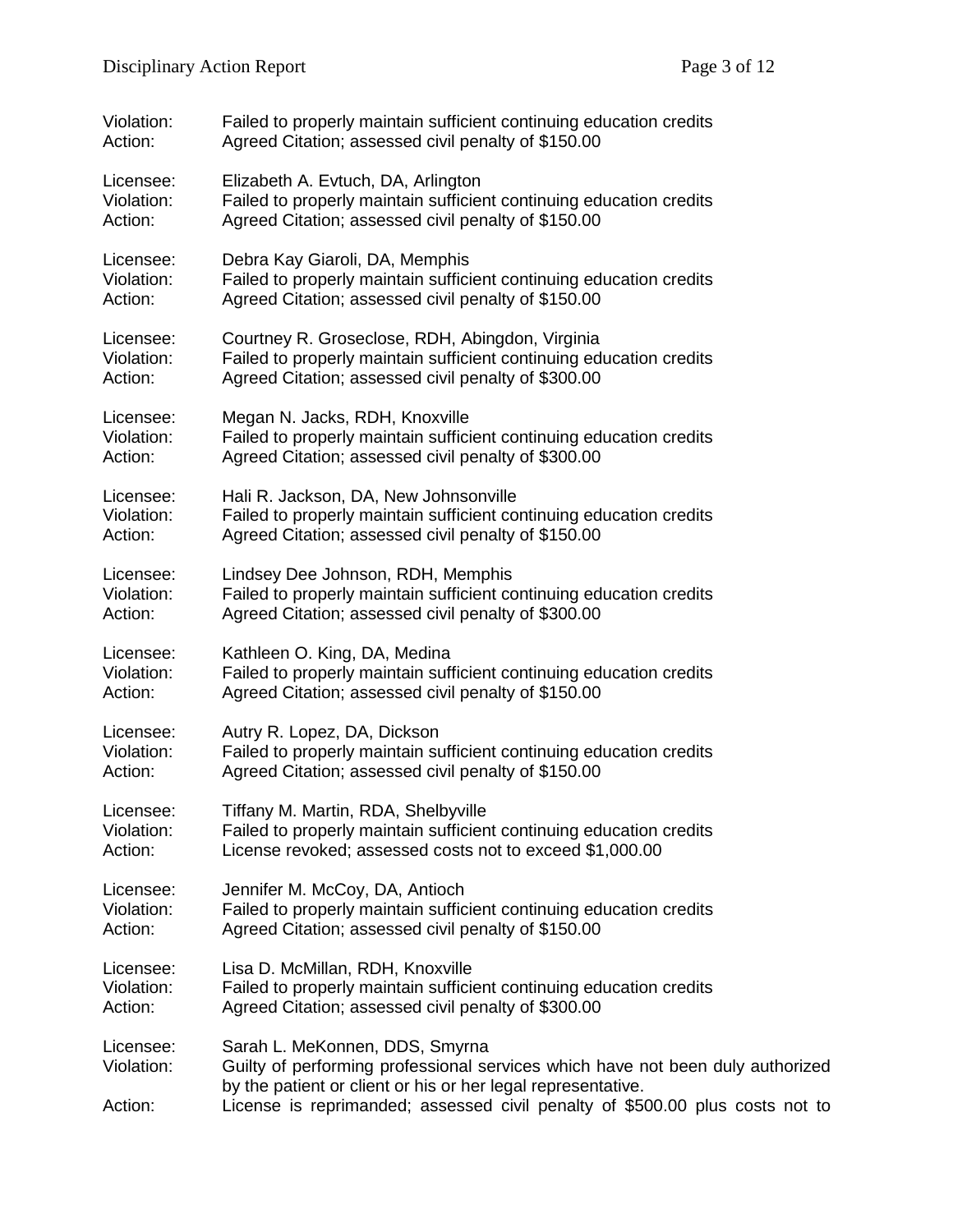Violation: Failed to properly maintain sufficient continuing education credits
Action: Agreed Citation; assessed civil penalty of $150.00

Licensee: Elizabeth A. Evtuch, DA, Arlington
Violation: Failed to properly maintain sufficient continuing education credits
Action: Agreed Citation; assessed civil penalty of $150.00

Licensee: Debra Kay Giaroli, DA, Memphis
Violation: Failed to properly maintain sufficient continuing education credits
Action: Agreed Citation; assessed civil penalty of $150.00

Licensee: Courtney R. Groseclose, RDH, Abingdon, Virginia
Violation: Failed to properly maintain sufficient continuing education credits
Action: Agreed Citation; assessed civil penalty of $300.00

Licensee: Megan N. Jacks, RDH, Knoxville
Violation: Failed to properly maintain sufficient continuing education credits
Action: Agreed Citation; assessed civil penalty of $300.00

Licensee: Hali R. Jackson, DA, New Johnsonville
Violation: Failed to properly maintain sufficient continuing education credits
Action: Agreed Citation; assessed civil penalty of $150.00

Licensee: Lindsey Dee Johnson, RDH, Memphis
Violation: Failed to properly maintain sufficient continuing education credits
Action: Agreed Citation; assessed civil penalty of $300.00

Licensee: Kathleen O. King, DA, Medina
Violation: Failed to properly maintain sufficient continuing education credits
Action: Agreed Citation; assessed civil penalty of $150.00

Licensee: Autry R. Lopez, DA, Dickson
Violation: Failed to properly maintain sufficient continuing education credits
Action: Agreed Citation; assessed civil penalty of $150.00

Licensee: Tiffany M. Martin, RDA, Shelbyville
Violation: Failed to properly maintain sufficient continuing education credits
Action: License revoked; assessed costs not to exceed $1,000.00

Licensee: Jennifer M. McCoy, DA, Antioch
Violation: Failed to properly maintain sufficient continuing education credits
Action: Agreed Citation; assessed civil penalty of $150.00

Licensee: Lisa D. McMillan, RDH, Knoxville
Violation: Failed to properly maintain sufficient continuing education credits
Action: Agreed Citation; assessed civil penalty of $300.00

Licensee: Sarah L. MeKonnen, DDS, Smyrna
Violation: Guilty of performing professional services which have not been duly authorized by the patient or client or his or her legal representative.
Action: License is reprimanded; assessed civil penalty of $500.00 plus costs not to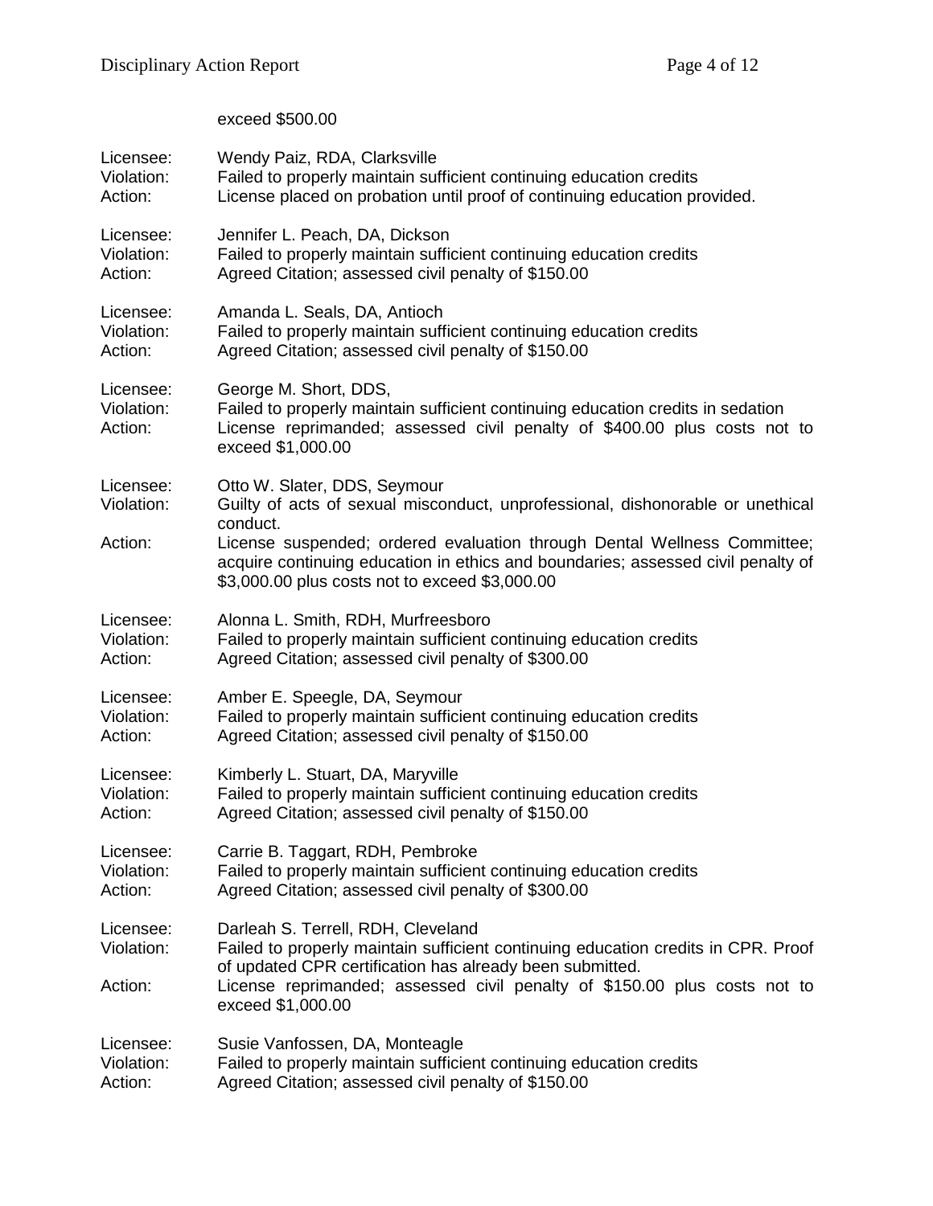exceed $500.00

Licensee: Wendy Paiz, RDA, Clarksville
Violation: Failed to properly maintain sufficient continuing education credits
Action: License placed on probation until proof of continuing education provided.

Licensee: Jennifer L. Peach, DA, Dickson
Violation: Failed to properly maintain sufficient continuing education credits
Action: Agreed Citation; assessed civil penalty of $150.00

Licensee: Amanda L. Seals, DA, Antioch
Violation: Failed to properly maintain sufficient continuing education credits
Action: Agreed Citation; assessed civil penalty of $150.00

Licensee: George M. Short, DDS,
Violation: Failed to properly maintain sufficient continuing education credits in sedation
Action: License reprimanded; assessed civil penalty of $400.00 plus costs not to exceed $1,000.00

Licensee: Otto W. Slater, DDS, Seymour
Violation: Guilty of acts of sexual misconduct, unprofessional, dishonorable or unethical conduct.
Action: License suspended; ordered evaluation through Dental Wellness Committee; acquire continuing education in ethics and boundaries; assessed civil penalty of $3,000.00 plus costs not to exceed $3,000.00

Licensee: Alonna L. Smith, RDH, Murfreesboro
Violation: Failed to properly maintain sufficient continuing education credits
Action: Agreed Citation; assessed civil penalty of $300.00

Licensee: Amber E. Speegle, DA, Seymour
Violation: Failed to properly maintain sufficient continuing education credits
Action: Agreed Citation; assessed civil penalty of $150.00

Licensee: Kimberly L. Stuart, DA, Maryville
Violation: Failed to properly maintain sufficient continuing education credits
Action: Agreed Citation; assessed civil penalty of $150.00

Licensee: Carrie B. Taggart, RDH, Pembroke
Violation: Failed to properly maintain sufficient continuing education credits
Action: Agreed Citation; assessed civil penalty of $300.00

Licensee: Darleah S. Terrell, RDH, Cleveland
Violation: Failed to properly maintain sufficient continuing education credits in CPR. Proof of updated CPR certification has already been submitted.
Action: License reprimanded; assessed civil penalty of $150.00 plus costs not to exceed $1,000.00

Licensee: Susie Vanfossen, DA, Monteagle
Violation: Failed to properly maintain sufficient continuing education credits
Action: Agreed Citation; assessed civil penalty of $150.00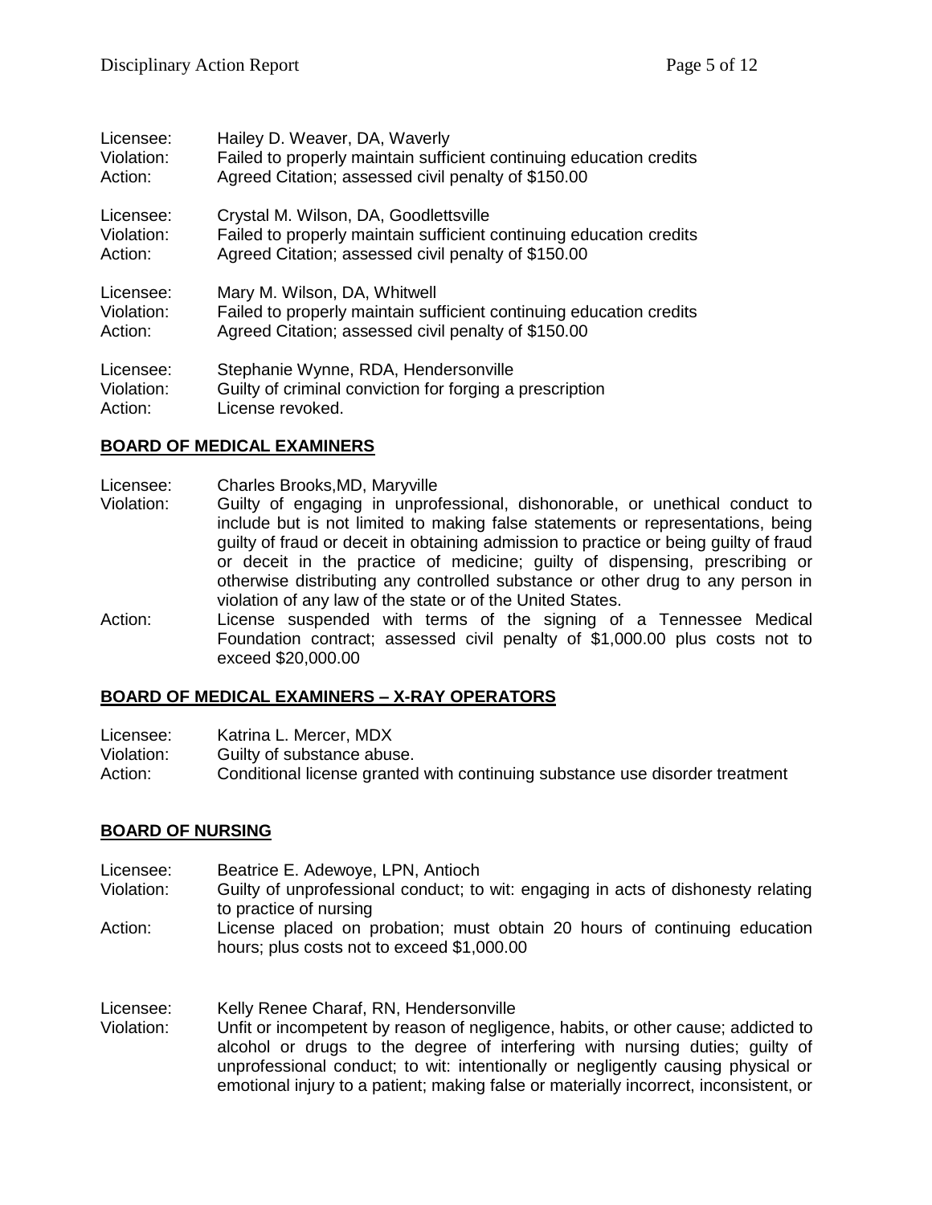Licensee: Hailey D. Weaver, DA, Waverly
Violation: Failed to properly maintain sufficient continuing education credits
Action: Agreed Citation; assessed civil penalty of $150.00

Licensee: Crystal M. Wilson, DA, Goodlettsville
Violation: Failed to properly maintain sufficient continuing education credits
Action: Agreed Citation; assessed civil penalty of $150.00

Licensee: Mary M. Wilson, DA, Whitwell
Violation: Failed to properly maintain sufficient continuing education credits
Action: Agreed Citation; assessed civil penalty of $150.00

Licensee: Stephanie Wynne, RDA, Hendersonville
Violation: Guilty of criminal conviction for forging a prescription
Action: License revoked.

## BOARD OF MEDICAL EXAMINERS

Licensee: Charles Brooks,MD, Maryville
Violation: Guilty of engaging in unprofessional, dishonorable, or unethical conduct to include but is not limited to making false statements or representations, being guilty of fraud or deceit in obtaining admission to practice or being guilty of fraud or deceit in the practice of medicine; guilty of dispensing, prescribing or otherwise distributing any controlled substance or other drug to any person in violation of any law of the state or of the United States.
Action: License suspended with terms of the signing of a Tennessee Medical Foundation contract; assessed civil penalty of $1,000.00 plus costs not to exceed $20,000.00

## BOARD OF MEDICAL EXAMINERS – X-RAY OPERATORS

Licensee: Katrina L. Mercer, MDX
Violation: Guilty of substance abuse.
Action: Conditional license granted with continuing substance use disorder treatment

## BOARD OF NURSING

Licensee: Beatrice E. Adewoye, LPN, Antioch
Violation: Guilty of unprofessional conduct; to wit: engaging in acts of dishonesty relating to practice of nursing
Action: License placed on probation; must obtain 20 hours of continuing education hours; plus costs not to exceed $1,000.00

Licensee: Kelly Renee Charaf, RN, Hendersonville
Violation: Unfit or incompetent by reason of negligence, habits, or other cause; addicted to alcohol or drugs to the degree of interfering with nursing duties; guilty of unprofessional conduct; to wit: intentionally or negligently causing physical or emotional injury to a patient; making false or materially incorrect, inconsistent, or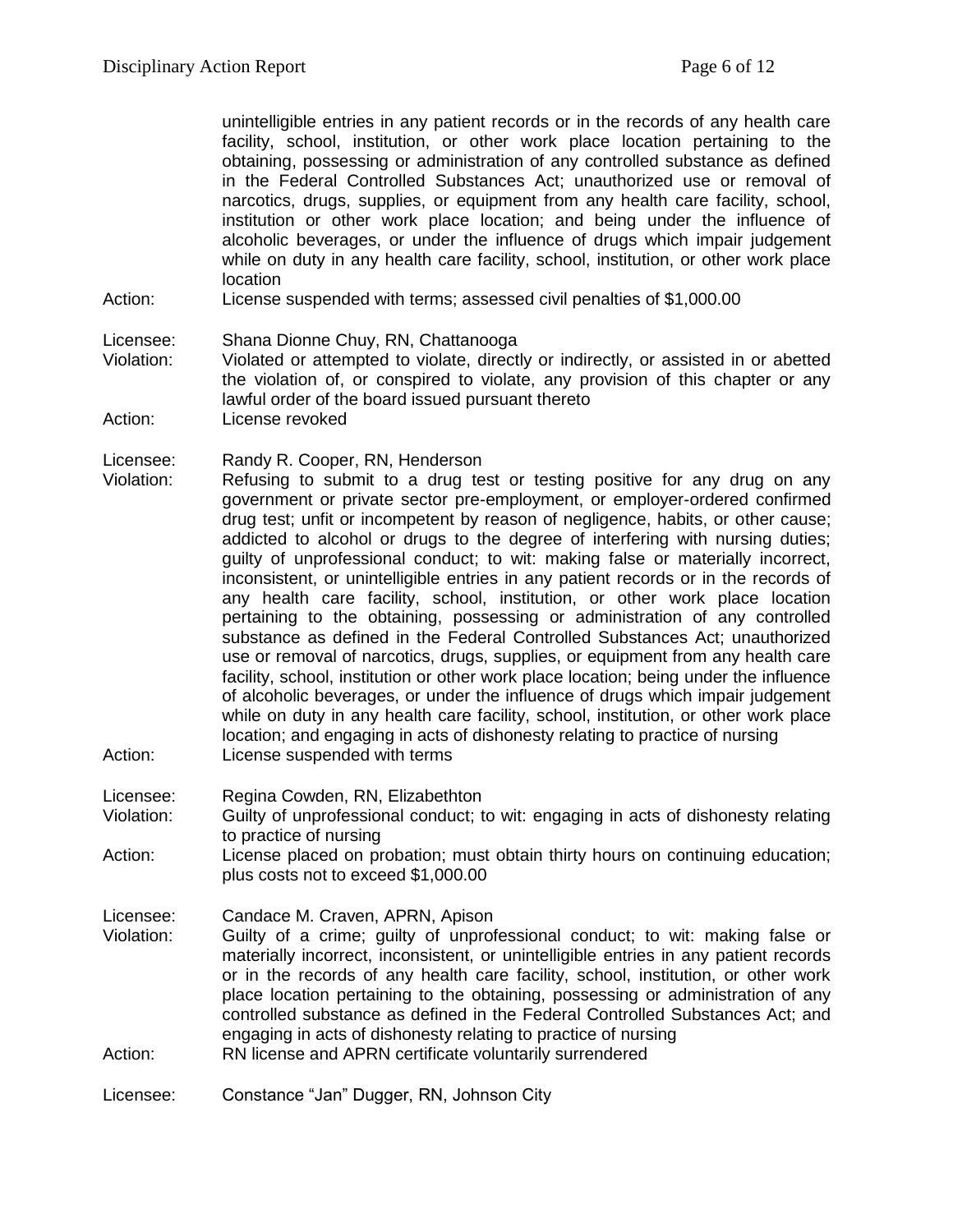unintelligible entries in any patient records or in the records of any health care facility, school, institution, or other work place location pertaining to the obtaining, possessing or administration of any controlled substance as defined in the Federal Controlled Substances Act; unauthorized use or removal of narcotics, drugs, supplies, or equipment from any health care facility, school, institution or other work place location; and being under the influence of alcoholic beverages, or under the influence of drugs which impair judgement while on duty in any health care facility, school, institution, or other work place location

Action: License suspended with terms; assessed civil penalties of $1,000.00

Licensee: Shana Dionne Chuy, RN, Chattanooga
Violation: Violated or attempted to violate, directly or indirectly, or assisted in or abetted the violation of, or conspired to violate, any provision of this chapter or any lawful order of the board issued pursuant thereto
Action: License revoked

Licensee: Randy R. Cooper, RN, Henderson
Violation: Refusing to submit to a drug test or testing positive for any drug on any government or private sector pre-employment, or employer-ordered confirmed drug test; unfit or incompetent by reason of negligence, habits, or other cause; addicted to alcohol or drugs to the degree of interfering with nursing duties; guilty of unprofessional conduct; to wit: making false or materially incorrect, inconsistent, or unintelligible entries in any patient records or in the records of any health care facility, school, institution, or other work place location pertaining to the obtaining, possessing or administration of any controlled substance as defined in the Federal Controlled Substances Act; unauthorized use or removal of narcotics, drugs, supplies, or equipment from any health care facility, school, institution or other work place location; being under the influence of alcoholic beverages, or under the influence of drugs which impair judgement while on duty in any health care facility, school, institution, or other work place location; and engaging in acts of dishonesty relating to practice of nursing
Action: License suspended with terms

Licensee: Regina Cowden, RN, Elizabethton
Violation: Guilty of unprofessional conduct; to wit: engaging in acts of dishonesty relating to practice of nursing
Action: License placed on probation; must obtain thirty hours on continuing education; plus costs not to exceed $1,000.00

Licensee: Candace M. Craven, APRN, Apison
Violation: Guilty of a crime; guilty of unprofessional conduct; to wit: making false or materially incorrect, inconsistent, or unintelligible entries in any patient records or in the records of any health care facility, school, institution, or other work place location pertaining to the obtaining, possessing or administration of any controlled substance as defined in the Federal Controlled Substances Act; and engaging in acts of dishonesty relating to practice of nursing
Action: RN license and APRN certificate voluntarily surrendered

Licensee: Constance "Jan" Dugger, RN, Johnson City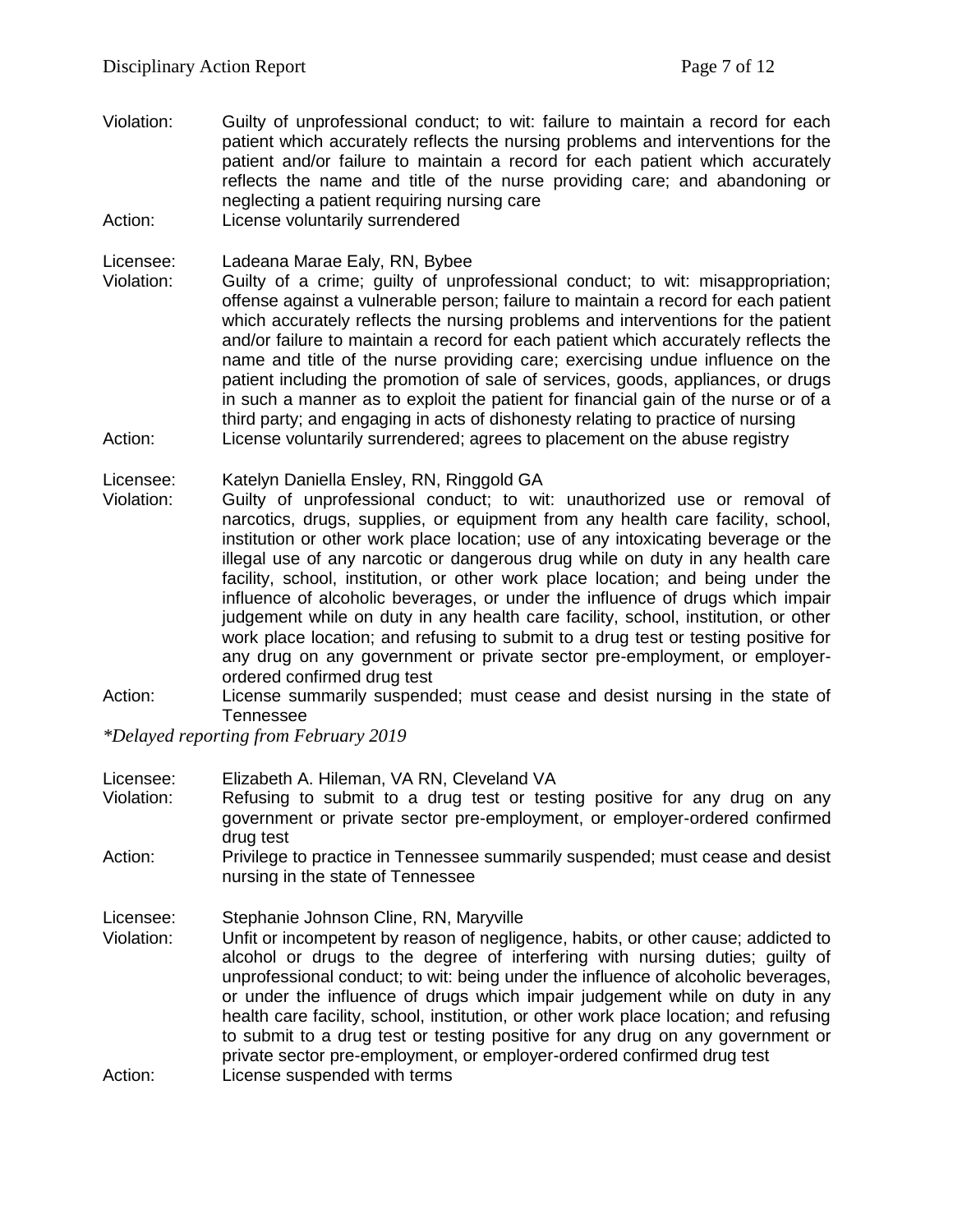Violation: Guilty of unprofessional conduct; to wit: failure to maintain a record for each patient which accurately reflects the nursing problems and interventions for the patient and/or failure to maintain a record for each patient which accurately reflects the name and title of the nurse providing care; and abandoning or neglecting a patient requiring nursing care

Action: License voluntarily surrendered

Licensee: Ladeana Marae Ealy, RN, Bybee

Violation: Guilty of a crime; guilty of unprofessional conduct; to wit: misappropriation; offense against a vulnerable person; failure to maintain a record for each patient which accurately reflects the nursing problems and interventions for the patient and/or failure to maintain a record for each patient which accurately reflects the name and title of the nurse providing care; exercising undue influence on the patient including the promotion of sale of services, goods, appliances, or drugs in such a manner as to exploit the patient for financial gain of the nurse or of a third party; and engaging in acts of dishonesty relating to practice of nursing

Action: License voluntarily surrendered; agrees to placement on the abuse registry

Licensee: Katelyn Daniella Ensley, RN, Ringgold GA

Violation: Guilty of unprofessional conduct; to wit: unauthorized use or removal of narcotics, drugs, supplies, or equipment from any health care facility, school, institution or other work place location; use of any intoxicating beverage or the illegal use of any narcotic or dangerous drug while on duty in any health care facility, school, institution, or other work place location; and being under the influence of alcoholic beverages, or under the influence of drugs which impair judgement while on duty in any health care facility, school, institution, or other work place location; and refusing to submit to a drug test or testing positive for any drug on any government or private sector pre-employment, or employer-ordered confirmed drug test

Action: License summarily suspended; must cease and desist nursing in the state of Tennessee

*\*Delayed reporting from February 2019*

Licensee: Elizabeth A. Hileman, VA RN, Cleveland VA

Violation: Refusing to submit to a drug test or testing positive for any drug on any government or private sector pre-employment, or employer-ordered confirmed drug test

Action: Privilege to practice in Tennessee summarily suspended; must cease and desist nursing in the state of Tennessee

Licensee: Stephanie Johnson Cline, RN, Maryville

Violation: Unfit or incompetent by reason of negligence, habits, or other cause; addicted to alcohol or drugs to the degree of interfering with nursing duties; guilty of unprofessional conduct; to wit: being under the influence of alcoholic beverages, or under the influence of drugs which impair judgement while on duty in any health care facility, school, institution, or other work place location; and refusing to submit to a drug test or testing positive for any drug on any government or private sector pre-employment, or employer-ordered confirmed drug test

Action: License suspended with terms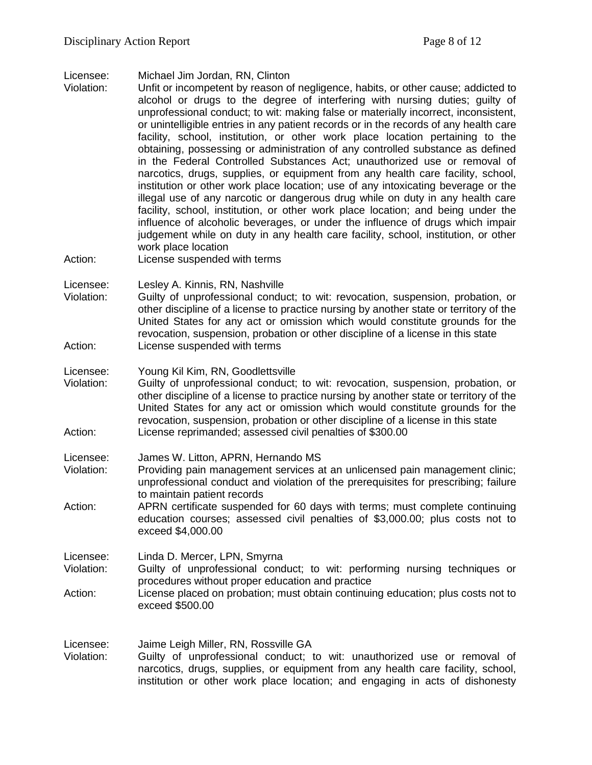Licensee: Michael Jim Jordan, RN, Clinton
Violation: Unfit or incompetent by reason of negligence, habits, or other cause; addicted to alcohol or drugs to the degree of interfering with nursing duties; guilty of unprofessional conduct; to wit: making false or materially incorrect, inconsistent, or unintelligible entries in any patient records or in the records of any health care facility, school, institution, or other work place location pertaining to the obtaining, possessing or administration of any controlled substance as defined in the Federal Controlled Substances Act; unauthorized use or removal of narcotics, drugs, supplies, or equipment from any health care facility, school, institution or other work place location; use of any intoxicating beverage or the illegal use of any narcotic or dangerous drug while on duty in any health care facility, school, institution, or other work place location; and being under the influence of alcoholic beverages, or under the influence of drugs which impair judgement while on duty in any health care facility, school, institution, or other work place location
Action: License suspended with terms

Licensee: Lesley A. Kinnis, RN, Nashville
Violation: Guilty of unprofessional conduct; to wit: revocation, suspension, probation, or other discipline of a license to practice nursing by another state or territory of the United States for any act or omission which would constitute grounds for the revocation, suspension, probation or other discipline of a license in this state
Action: License suspended with terms

Licensee: Young Kil Kim, RN, Goodlettsville
Violation: Guilty of unprofessional conduct; to wit: revocation, suspension, probation, or other discipline of a license to practice nursing by another state or territory of the United States for any act or omission which would constitute grounds for the revocation, suspension, probation or other discipline of a license in this state
Action: License reprimanded; assessed civil penalties of $300.00

Licensee: James W. Litton, APRN, Hernando MS
Violation: Providing pain management services at an unlicensed pain management clinic; unprofessional conduct and violation of the prerequisites for prescribing; failure to maintain patient records
Action: APRN certificate suspended for 60 days with terms; must complete continuing education courses; assessed civil penalties of $3,000.00; plus costs not to exceed $4,000.00

Licensee: Linda D. Mercer, LPN, Smyrna
Violation: Guilty of unprofessional conduct; to wit: performing nursing techniques or procedures without proper education and practice
Action: License placed on probation; must obtain continuing education; plus costs not to exceed $500.00

Licensee: Jaime Leigh Miller, RN, Rossville GA
Violation: Guilty of unprofessional conduct; to wit: unauthorized use or removal of narcotics, drugs, supplies, or equipment from any health care facility, school, institution or other work place location; and engaging in acts of dishonesty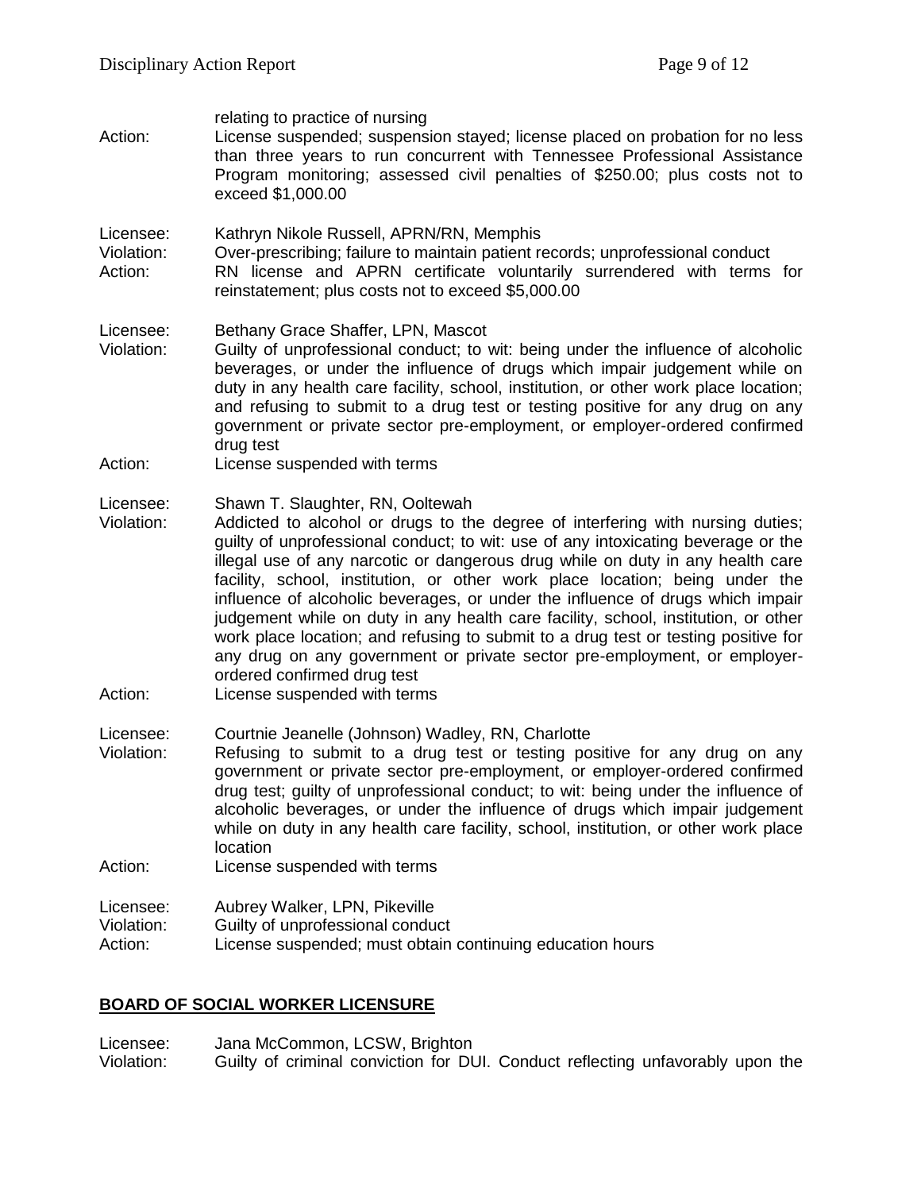relating to practice of nursing

Action: License suspended; suspension stayed; license placed on probation for no less than three years to run concurrent with Tennessee Professional Assistance Program monitoring; assessed civil penalties of $250.00; plus costs not to exceed $1,000.00

Licensee: Kathryn Nikole Russell, APRN/RN, Memphis
Violation: Over-prescribing; failure to maintain patient records; unprofessional conduct
Action: RN license and APRN certificate voluntarily surrendered with terms for reinstatement; plus costs not to exceed $5,000.00

Licensee: Bethany Grace Shaffer, LPN, Mascot
Violation: Guilty of unprofessional conduct; to wit: being under the influence of alcoholic beverages, or under the influence of drugs which impair judgement while on duty in any health care facility, school, institution, or other work place location; and refusing to submit to a drug test or testing positive for any drug on any government or private sector pre-employment, or employer-ordered confirmed drug test
Action: License suspended with terms

Licensee: Shawn T. Slaughter, RN, Ooltewah
Violation: Addicted to alcohol or drugs to the degree of interfering with nursing duties; guilty of unprofessional conduct; to wit: use of any intoxicating beverage or the illegal use of any narcotic or dangerous drug while on duty in any health care facility, school, institution, or other work place location; being under the influence of alcoholic beverages, or under the influence of drugs which impair judgement while on duty in any health care facility, school, institution, or other work place location; and refusing to submit to a drug test or testing positive for any drug on any government or private sector pre-employment, or employer-ordered confirmed drug test
Action: License suspended with terms

Licensee: Courtnie Jeanelle (Johnson) Wadley, RN, Charlotte
Violation: Refusing to submit to a drug test or testing positive for any drug on any government or private sector pre-employment, or employer-ordered confirmed drug test; guilty of unprofessional conduct; to wit: being under the influence of alcoholic beverages, or under the influence of drugs which impair judgement while on duty in any health care facility, school, institution, or other work place location
Action: License suspended with terms

Licensee: Aubrey Walker, LPN, Pikeville
Violation: Guilty of unprofessional conduct
Action: License suspended; must obtain continuing education hours

## BOARD OF SOCIAL WORKER LICENSURE

Licensee: Jana McCommon, LCSW, Brighton
Violation: Guilty of criminal conviction for DUI. Conduct reflecting unfavorably upon the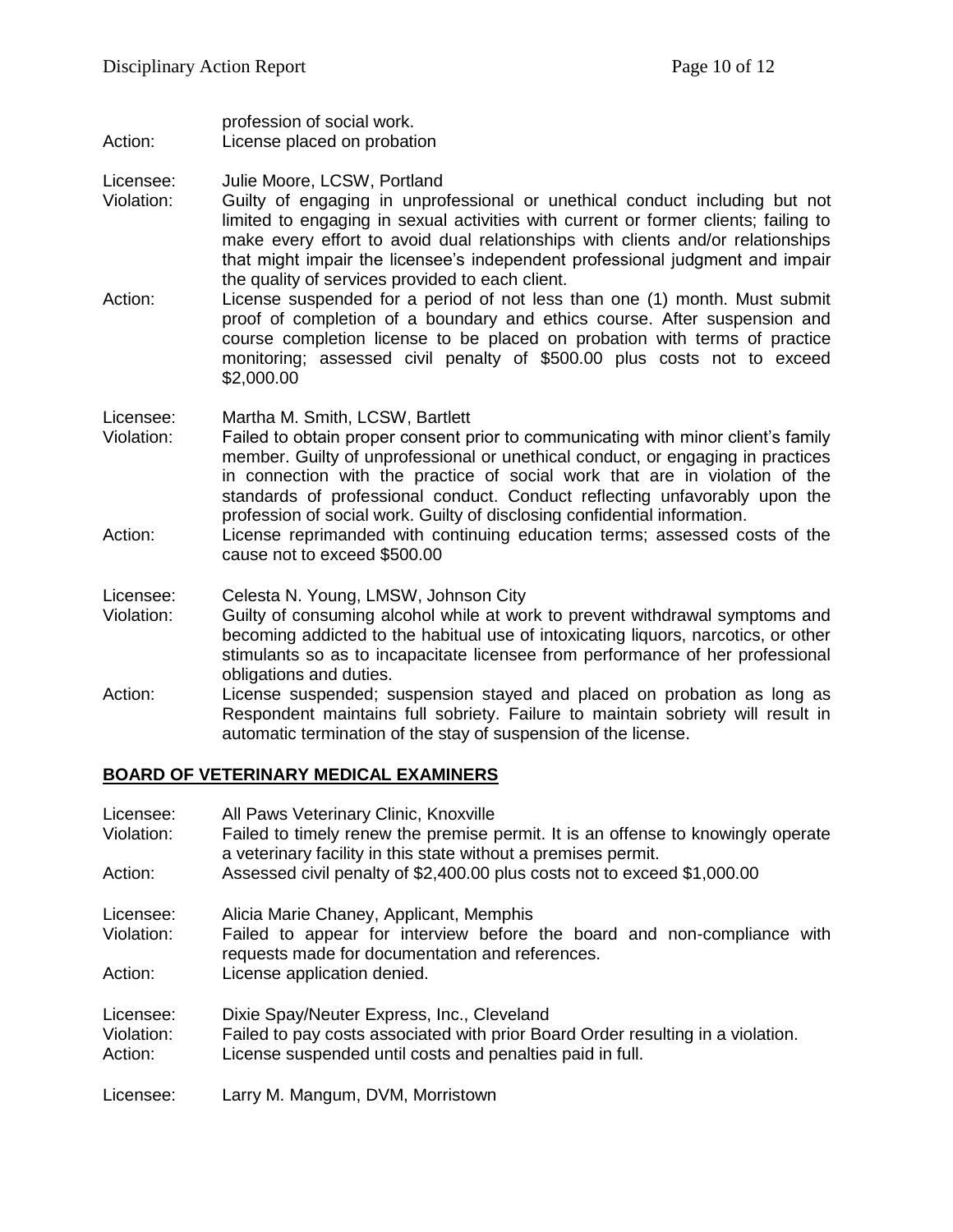profession of social work.
Action: License placed on probation

Licensee: Julie Moore, LCSW, Portland
Violation: Guilty of engaging in unprofessional or unethical conduct including but not limited to engaging in sexual activities with current or former clients; failing to make every effort to avoid dual relationships with clients and/or relationships that might impair the licensee's independent professional judgment and impair the quality of services provided to each client.
Action: License suspended for a period of not less than one (1) month. Must submit proof of completion of a boundary and ethics course. After suspension and course completion license to be placed on probation with terms of practice monitoring; assessed civil penalty of $500.00 plus costs not to exceed $2,000.00

Licensee: Martha M. Smith, LCSW, Bartlett
Violation: Failed to obtain proper consent prior to communicating with minor client's family member. Guilty of unprofessional or unethical conduct, or engaging in practices in connection with the practice of social work that are in violation of the standards of professional conduct. Conduct reflecting unfavorably upon the profession of social work. Guilty of disclosing confidential information.
Action: License reprimanded with continuing education terms; assessed costs of the cause not to exceed $500.00

Licensee: Celesta N. Young, LMSW, Johnson City
Violation: Guilty of consuming alcohol while at work to prevent withdrawal symptoms and becoming addicted to the habitual use of intoxicating liquors, narcotics, or other stimulants so as to incapacitate licensee from performance of her professional obligations and duties.
Action: License suspended; suspension stayed and placed on probation as long as Respondent maintains full sobriety. Failure to maintain sobriety will result in automatic termination of the stay of suspension of the license.

## BOARD OF VETERINARY MEDICAL EXAMINERS

Licensee: All Paws Veterinary Clinic, Knoxville
Violation: Failed to timely renew the premise permit. It is an offense to knowingly operate a veterinary facility in this state without a premises permit.
Action: Assessed civil penalty of $2,400.00 plus costs not to exceed $1,000.00

Licensee: Alicia Marie Chaney, Applicant, Memphis
Violation: Failed to appear for interview before the board and non-compliance with requests made for documentation and references.
Action: License application denied.

Licensee: Dixie Spay/Neuter Express, Inc., Cleveland
Violation: Failed to pay costs associated with prior Board Order resulting in a violation.
Action: License suspended until costs and penalties paid in full.

Licensee: Larry M. Mangum, DVM, Morristown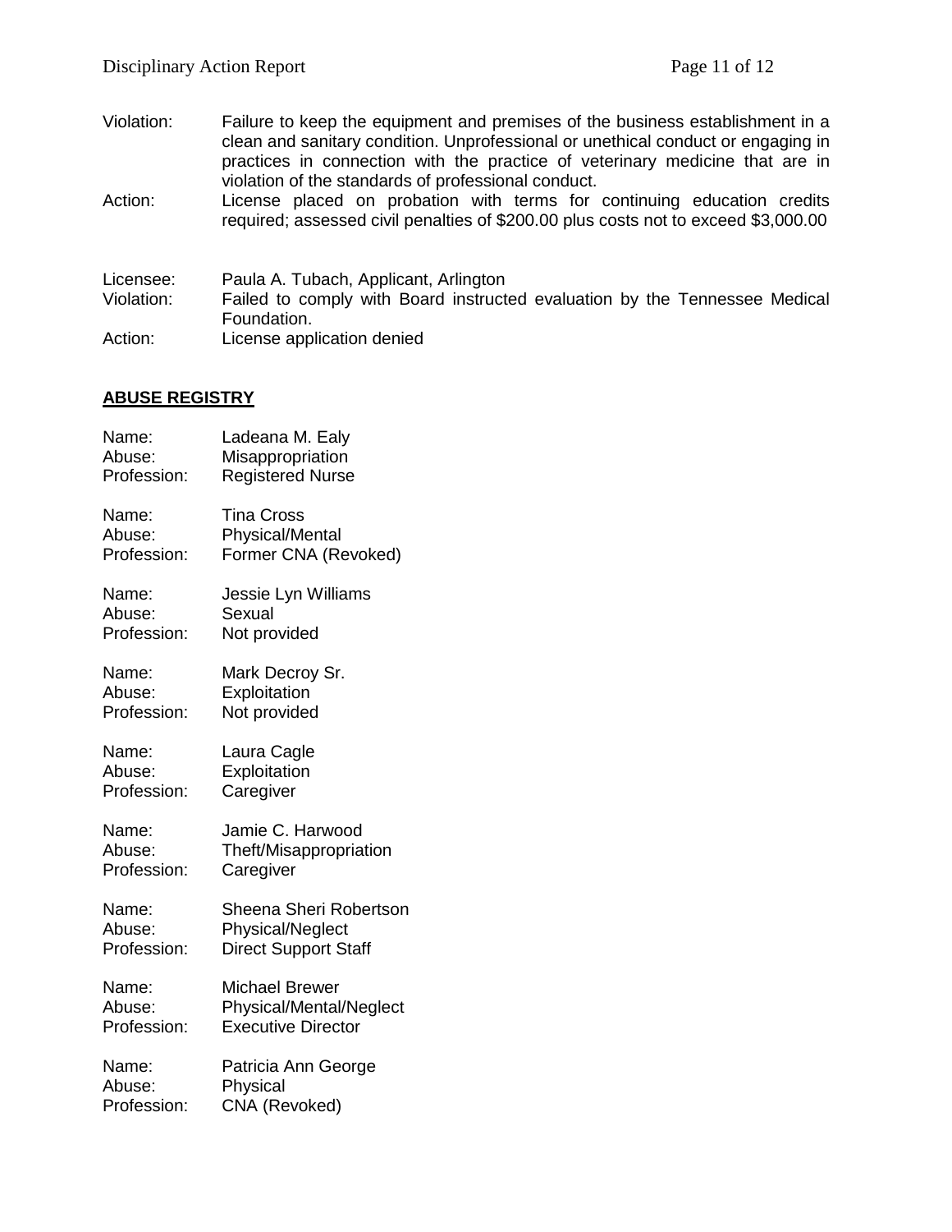Violation: Failure to keep the equipment and premises of the business establishment in a clean and sanitary condition. Unprofessional or unethical conduct or engaging in practices in connection with the practice of veterinary medicine that are in violation of the standards of professional conduct.
Action: License placed on probation with terms for continuing education credits required; assessed civil penalties of $200.00 plus costs not to exceed $3,000.00

Licensee: Paula A. Tubach, Applicant, Arlington
Violation: Failed to comply with Board instructed evaluation by the Tennessee Medical Foundation.
Action: License application denied

## ABUSE REGISTRY

Name: Ladeana M. Ealy
Abuse: Misappropriation
Profession: Registered Nurse

Name: Tina Cross
Abuse: Physical/Mental
Profession: Former CNA (Revoked)

Name: Jessie Lyn Williams
Abuse: Sexual
Profession: Not provided

Name: Mark Decroy Sr.
Abuse: Exploitation
Profession: Not provided

Name: Laura Cagle
Abuse: Exploitation
Profession: Caregiver

Name: Jamie C. Harwood
Abuse: Theft/Misappropriation
Profession: Caregiver

Name: Sheena Sheri Robertson
Abuse: Physical/Neglect
Profession: Direct Support Staff

Name: Michael Brewer
Abuse: Physical/Mental/Neglect
Profession: Executive Director

Name: Patricia Ann George
Abuse: Physical
Profession: CNA (Revoked)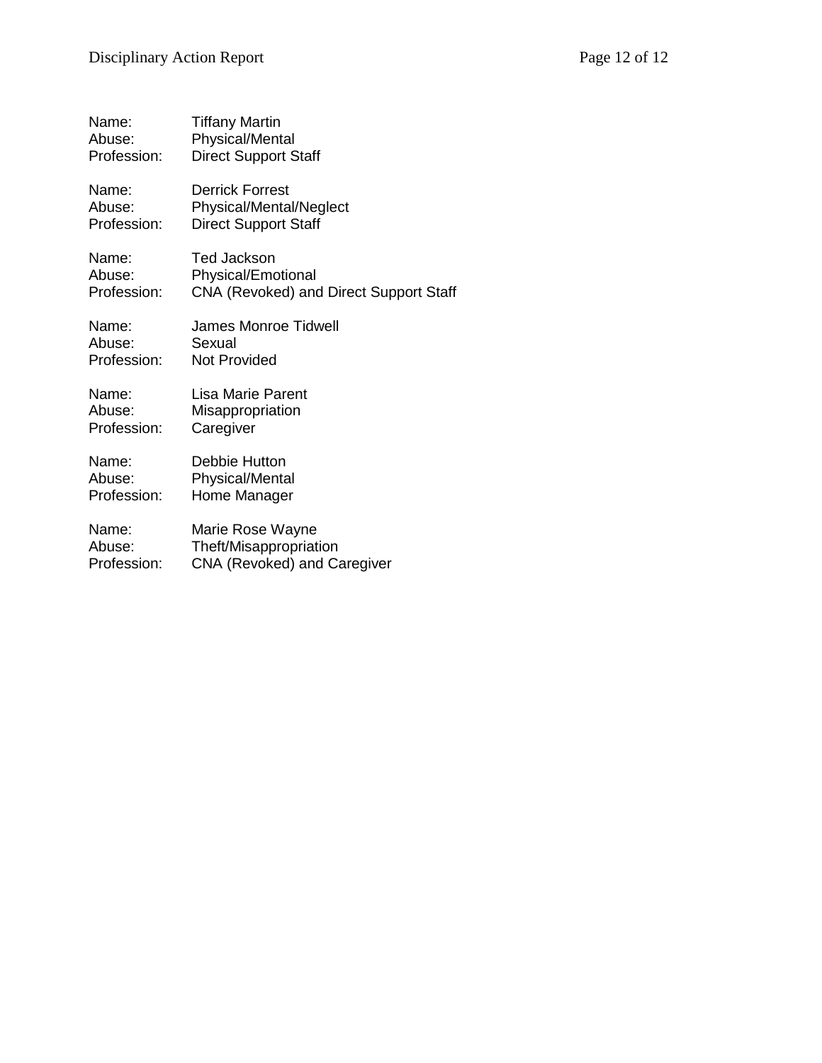Name: Tiffany Martin
Abuse: Physical/Mental
Profession: Direct Support Staff

Name: Derrick Forrest
Abuse: Physical/Mental/Neglect
Profession: Direct Support Staff

Name: Ted Jackson
Abuse: Physical/Emotional
Profession: CNA (Revoked) and Direct Support Staff

Name: James Monroe Tidwell
Abuse: Sexual
Profession: Not Provided

Name: Lisa Marie Parent
Abuse: Misappropriation
Profession: Caregiver

Name: Debbie Hutton
Abuse: Physical/Mental
Profession: Home Manager

Name: Marie Rose Wayne
Abuse: Theft/Misappropriation
Profession: CNA (Revoked) and Caregiver